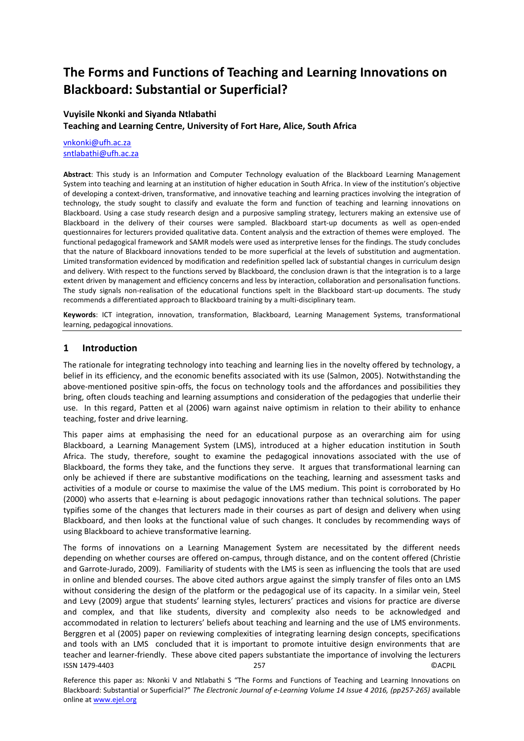# The Forms and Functions of Teaching and Learning Innovations on Blackboard: Substantial or Superficial?

**Vuyisile Nkonki and Siyanda Ntlabathi**
**Teaching and Learning Centre, University of Fort Hare, Alice, South Africa**

vnkonki@ufh.ac.za
sntlabathi@ufh.ac.za

**Abstract**: This study is an Information and Computer Technology evaluation of the Blackboard Learning Management System into teaching and learning at an institution of higher education in South Africa. In view of the institution's objective of developing a context-driven, transformative, and innovative teaching and learning practices involving the integration of technology, the study sought to classify and evaluate the form and function of teaching and learning innovations on Blackboard. Using a case study research design and a purposive sampling strategy, lecturers making an extensive use of Blackboard in the delivery of their courses were sampled. Blackboard start-up documents as well as open-ended questionnaires for lecturers provided qualitative data. Content analysis and the extraction of themes were employed. The functional pedagogical framework and SAMR models were used as interpretive lenses for the findings. The study concludes that the nature of Blackboard innovations tended to be more superficial at the levels of substitution and augmentation. Limited transformation evidenced by modification and redefinition spelled lack of substantial changes in curriculum design and delivery. With respect to the functions served by Blackboard, the conclusion drawn is that the integration is to a large extent driven by management and efficiency concerns and less by interaction, collaboration and personalisation functions. The study signals non-realisation of the educational functions spelt in the Blackboard start-up documents. The study recommends a differentiated approach to Blackboard training by a multi-disciplinary team.

**Keywords**: ICT integration, innovation, transformation, Blackboard, Learning Management Systems, transformational learning, pedagogical innovations.

## 1 Introduction

The rationale for integrating technology into teaching and learning lies in the novelty offered by technology, a belief in its efficiency, and the economic benefits associated with its use (Salmon, 2005). Notwithstanding the above-mentioned positive spin-offs, the focus on technology tools and the affordances and possibilities they bring, often clouds teaching and learning assumptions and consideration of the pedagogies that underlie their use. In this regard, Patten et al (2006) warn against naive optimism in relation to their ability to enhance teaching, foster and drive learning.

This paper aims at emphasising the need for an educational purpose as an overarching aim for using Blackboard, a Learning Management System (LMS), introduced at a higher education institution in South Africa. The study, therefore, sought to examine the pedagogical innovations associated with the use of Blackboard, the forms they take, and the functions they serve. It argues that transformational learning can only be achieved if there are substantive modifications on the teaching, learning and assessment tasks and activities of a module or course to maximise the value of the LMS medium. This point is corroborated by Ho (2000) who asserts that e-learning is about pedagogic innovations rather than technical solutions. The paper typifies some of the changes that lecturers made in their courses as part of design and delivery when using Blackboard, and then looks at the functional value of such changes. It concludes by recommending ways of using Blackboard to achieve transformative learning.

The forms of innovations on a Learning Management System are necessitated by the different needs depending on whether courses are offered on-campus, through distance, and on the content offered (Christie and Garrote-Jurado, 2009). Familiarity of students with the LMS is seen as influencing the tools that are used in online and blended courses. The above cited authors argue against the simply transfer of files onto an LMS without considering the design of the platform or the pedagogical use of its capacity. In a similar vein, Steel and Levy (2009) argue that students' learning styles, lecturers' practices and visions for practice are diverse and complex, and that like students, diversity and complexity also needs to be acknowledged and accommodated in relation to lecturers' beliefs about teaching and learning and the use of LMS environments. Berggren et al (2005) paper on reviewing complexities of integrating learning design concepts, specifications and tools with an LMS concluded that it is important to promote intuitive design environments that are teacher and learner-friendly. These above cited papers substantiate the importance of involving the lecturers

Reference this paper as: Nkonki V and Ntlabathi S "The Forms and Functions of Teaching and Learning Innovations on Blackboard: Substantial or Superficial?" *The Electronic Journal of e-Learning Volume 14 Issue 4 2016, (pp257-265)* available online at www.ejel.org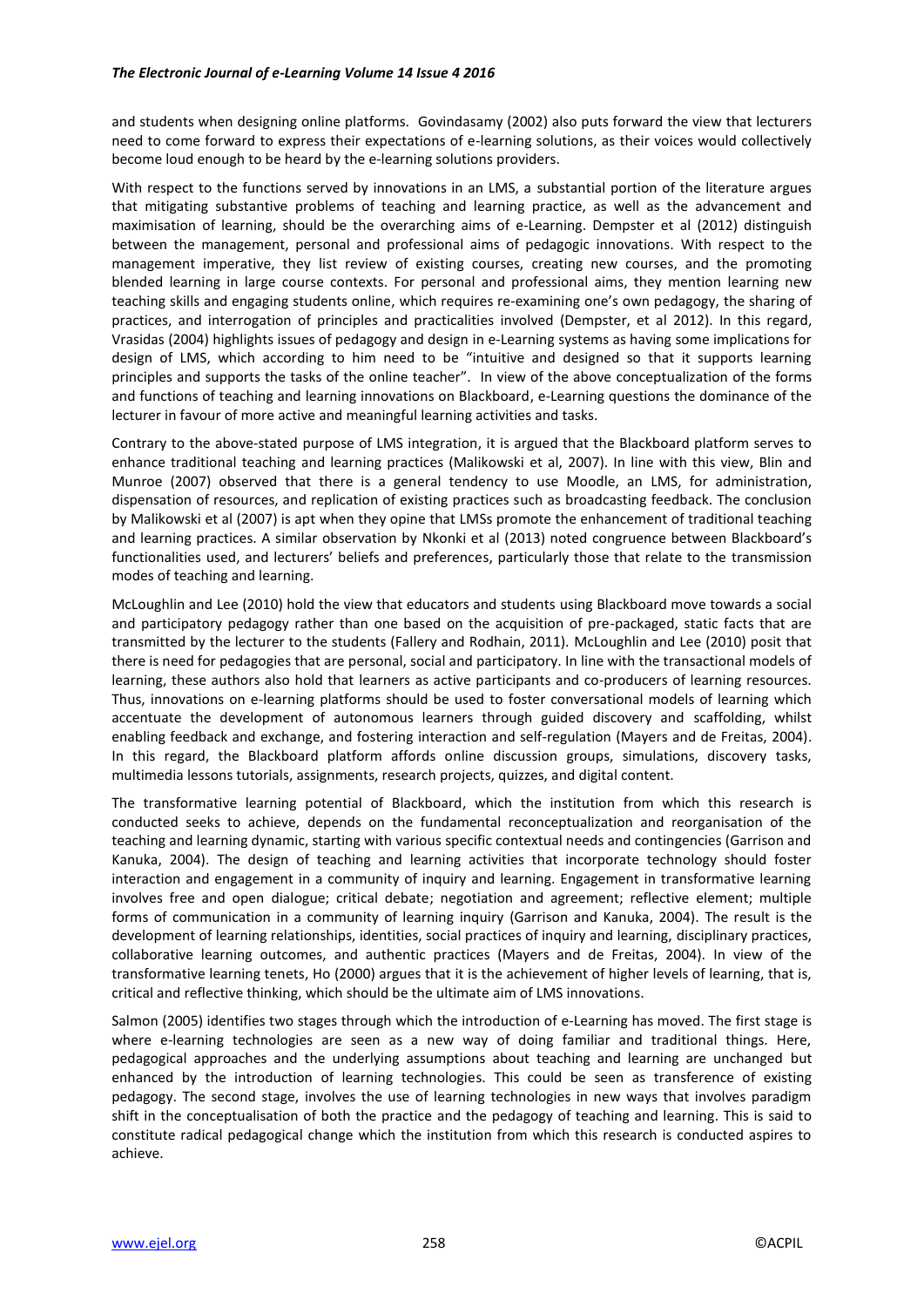and students when designing online platforms. Govindasamy (2002) also puts forward the view that lecturers need to come forward to express their expectations of e-learning solutions, as their voices would collectively become loud enough to be heard by the e-learning solutions providers.

With respect to the functions served by innovations in an LMS, a substantial portion of the literature argues that mitigating substantive problems of teaching and learning practice, as well as the advancement and maximisation of learning, should be the overarching aims of e-Learning. Dempster et al (2012) distinguish between the management, personal and professional aims of pedagogic innovations. With respect to the management imperative, they list review of existing courses, creating new courses, and the promoting blended learning in large course contexts. For personal and professional aims, they mention learning new teaching skills and engaging students online, which requires re-examining one's own pedagogy, the sharing of practices, and interrogation of principles and practicalities involved (Dempster, et al 2012). In this regard, Vrasidas (2004) highlights issues of pedagogy and design in e-Learning systems as having some implications for design of LMS, which according to him need to be "intuitive and designed so that it supports learning principles and supports the tasks of the online teacher". In view of the above conceptualization of the forms and functions of teaching and learning innovations on Blackboard, e-Learning questions the dominance of the lecturer in favour of more active and meaningful learning activities and tasks.

Contrary to the above-stated purpose of LMS integration, it is argued that the Blackboard platform serves to enhance traditional teaching and learning practices (Malikowski et al, 2007). In line with this view, Blin and Munroe (2007) observed that there is a general tendency to use Moodle, an LMS, for administration, dispensation of resources, and replication of existing practices such as broadcasting feedback. The conclusion by Malikowski et al (2007) is apt when they opine that LMSs promote the enhancement of traditional teaching and learning practices. A similar observation by Nkonki et al (2013) noted congruence between Blackboard's functionalities used, and lecturers' beliefs and preferences, particularly those that relate to the transmission modes of teaching and learning.

McLoughlin and Lee (2010) hold the view that educators and students using Blackboard move towards a social and participatory pedagogy rather than one based on the acquisition of pre-packaged, static facts that are transmitted by the lecturer to the students (Fallery and Rodhain, 2011). McLoughlin and Lee (2010) posit that there is need for pedagogies that are personal, social and participatory. In line with the transactional models of learning, these authors also hold that learners as active participants and co-producers of learning resources. Thus, innovations on e-learning platforms should be used to foster conversational models of learning which accentuate the development of autonomous learners through guided discovery and scaffolding, whilst enabling feedback and exchange, and fostering interaction and self-regulation (Mayers and de Freitas, 2004). In this regard, the Blackboard platform affords online discussion groups, simulations, discovery tasks, multimedia lessons tutorials, assignments, research projects, quizzes, and digital content.

The transformative learning potential of Blackboard, which the institution from which this research is conducted seeks to achieve, depends on the fundamental reconceptualization and reorganisation of the teaching and learning dynamic, starting with various specific contextual needs and contingencies (Garrison and Kanuka, 2004). The design of teaching and learning activities that incorporate technology should foster interaction and engagement in a community of inquiry and learning. Engagement in transformative learning involves free and open dialogue; critical debate; negotiation and agreement; reflective element; multiple forms of communication in a community of learning inquiry (Garrison and Kanuka, 2004). The result is the development of learning relationships, identities, social practices of inquiry and learning, disciplinary practices, collaborative learning outcomes, and authentic practices (Mayers and de Freitas, 2004). In view of the transformative learning tenets, Ho (2000) argues that it is the achievement of higher levels of learning, that is, critical and reflective thinking, which should be the ultimate aim of LMS innovations.

Salmon (2005) identifies two stages through which the introduction of e-Learning has moved. The first stage is where e-learning technologies are seen as a new way of doing familiar and traditional things. Here, pedagogical approaches and the underlying assumptions about teaching and learning are unchanged but enhanced by the introduction of learning technologies. This could be seen as transference of existing pedagogy. The second stage, involves the use of learning technologies in new ways that involves paradigm shift in the conceptualisation of both the practice and the pedagogy of teaching and learning. This is said to constitute radical pedagogical change which the institution from which this research is conducted aspires to achieve.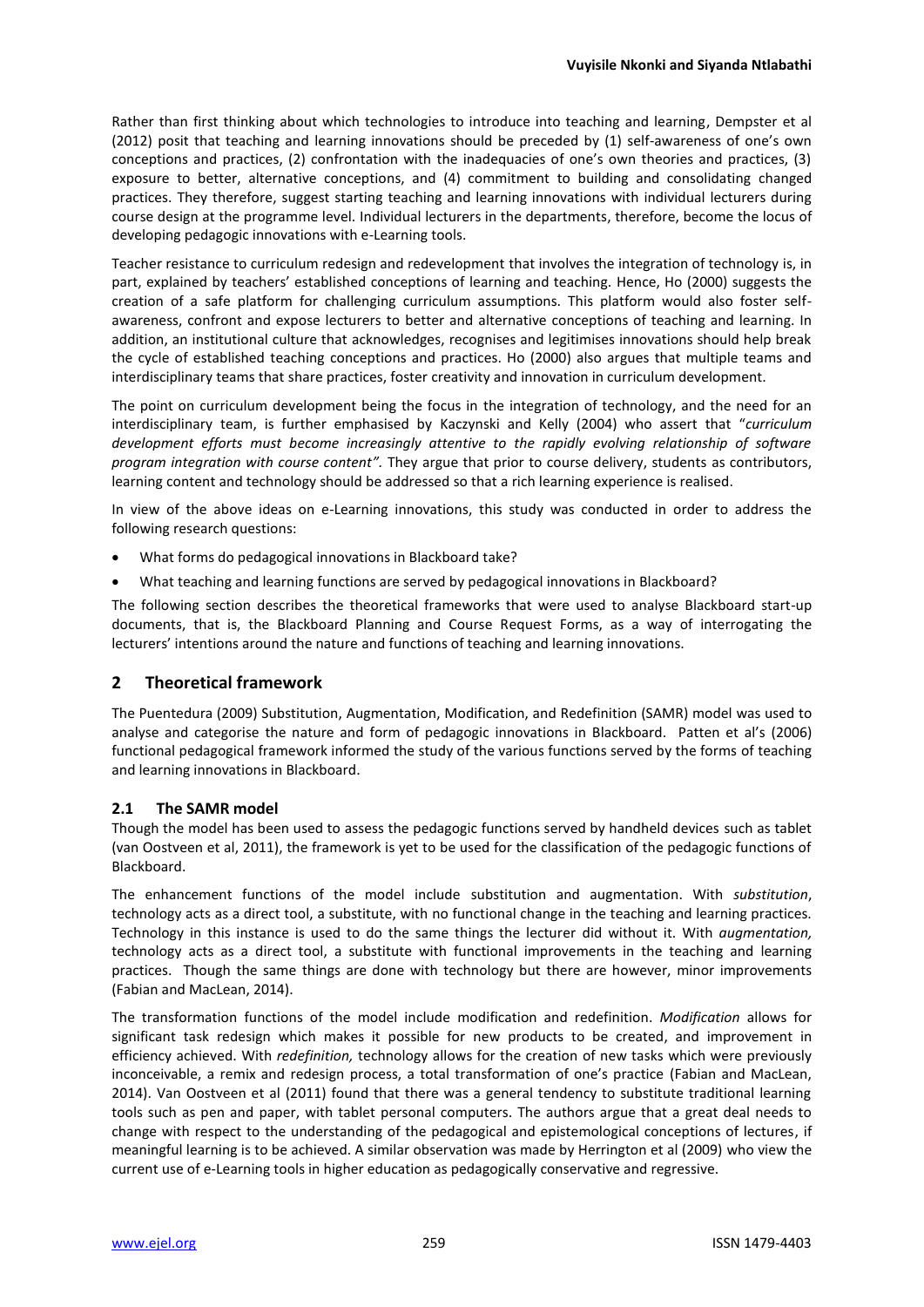Rather than first thinking about which technologies to introduce into teaching and learning, Dempster et al (2012) posit that teaching and learning innovations should be preceded by (1) self-awareness of one's own conceptions and practices, (2) confrontation with the inadequacies of one's own theories and practices, (3) exposure to better, alternative conceptions, and (4) commitment to building and consolidating changed practices. They therefore, suggest starting teaching and learning innovations with individual lecturers during course design at the programme level. Individual lecturers in the departments, therefore, become the locus of developing pedagogic innovations with e-Learning tools.

Teacher resistance to curriculum redesign and redevelopment that involves the integration of technology is, in part, explained by teachers' established conceptions of learning and teaching. Hence, Ho (2000) suggests the creation of a safe platform for challenging curriculum assumptions. This platform would also foster self-awareness, confront and expose lecturers to better and alternative conceptions of teaching and learning. In addition, an institutional culture that acknowledges, recognises and legitimises innovations should help break the cycle of established teaching conceptions and practices. Ho (2000) also argues that multiple teams and interdisciplinary teams that share practices, foster creativity and innovation in curriculum development.

The point on curriculum development being the focus in the integration of technology, and the need for an interdisciplinary team, is further emphasised by Kaczynski and Kelly (2004) who assert that "*curriculum development efforts must become increasingly attentive to the rapidly evolving relationship of software program integration with course content"*. They argue that prior to course delivery, students as contributors, learning content and technology should be addressed so that a rich learning experience is realised.

In view of the above ideas on e-Learning innovations, this study was conducted in order to address the following research questions:

- What forms do pedagogical innovations in Blackboard take?
- What teaching and learning functions are served by pedagogical innovations in Blackboard?

The following section describes the theoretical frameworks that were used to analyse Blackboard start-up documents, that is, the Blackboard Planning and Course Request Forms, as a way of interrogating the lecturers' intentions around the nature and functions of teaching and learning innovations.

## 2 Theoretical framework

The Puentedura (2009) Substitution, Augmentation, Modification, and Redefinition (SAMR) model was used to analyse and categorise the nature and form of pedagogic innovations in Blackboard. Patten et al's (2006) functional pedagogical framework informed the study of the various functions served by the forms of teaching and learning innovations in Blackboard.

### 2.1 The SAMR model

Though the model has been used to assess the pedagogic functions served by handheld devices such as tablet (van Oostveen et al, 2011), the framework is yet to be used for the classification of the pedagogic functions of Blackboard.

The enhancement functions of the model include substitution and augmentation. With *substitution*, technology acts as a direct tool, a substitute, with no functional change in the teaching and learning practices. Technology in this instance is used to do the same things the lecturer did without it. With *augmentation,* technology acts as a direct tool, a substitute with functional improvements in the teaching and learning practices. Though the same things are done with technology but there are however, minor improvements (Fabian and MacLean, 2014).

The transformation functions of the model include modification and redefinition. *Modification* allows for significant task redesign which makes it possible for new products to be created, and improvement in efficiency achieved. With *redefinition,* technology allows for the creation of new tasks which were previously inconceivable, a remix and redesign process, a total transformation of one's practice (Fabian and MacLean, 2014). Van Oostveen et al (2011) found that there was a general tendency to substitute traditional learning tools such as pen and paper, with tablet personal computers. The authors argue that a great deal needs to change with respect to the understanding of the pedagogical and epistemological conceptions of lectures, if meaningful learning is to be achieved. A similar observation was made by Herrington et al (2009) who view the current use of e-Learning tools in higher education as pedagogically conservative and regressive.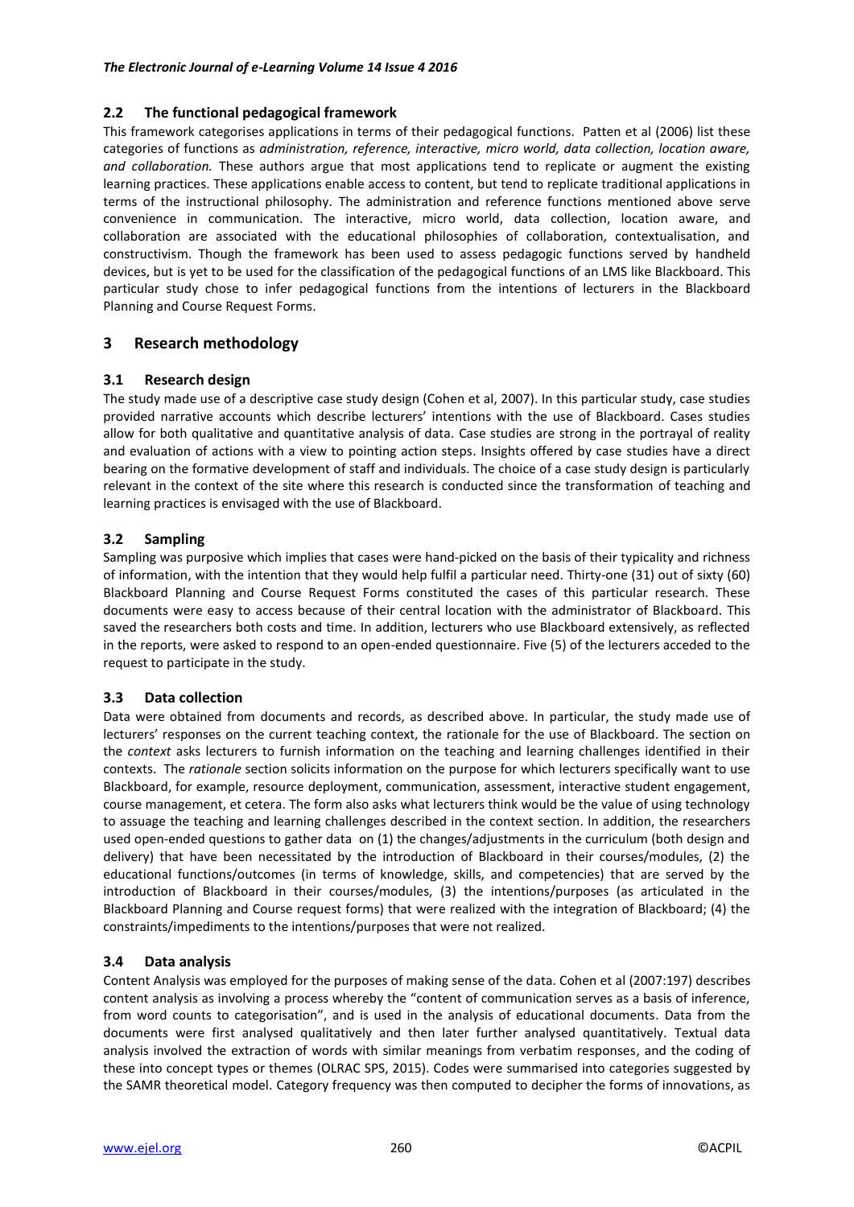## 2.2 The functional pedagogical framework

This framework categorises applications in terms of their pedagogical functions. Patten et al (2006) list these categories of functions as *administration, reference, interactive, micro world, data collection, location aware, and collaboration.* These authors argue that most applications tend to replicate or augment the existing learning practices. These applications enable access to content, but tend to replicate traditional applications in terms of the instructional philosophy. The administration and reference functions mentioned above serve convenience in communication. The interactive, micro world, data collection, location aware, and collaboration are associated with the educational philosophies of collaboration, contextualisation, and constructivism. Though the framework has been used to assess pedagogic functions served by handheld devices, but is yet to be used for the classification of the pedagogical functions of an LMS like Blackboard. This particular study chose to infer pedagogical functions from the intentions of lecturers in the Blackboard Planning and Course Request Forms.

# 3 Research methodology

## 3.1 Research design

The study made use of a descriptive case study design (Cohen et al, 2007). In this particular study, case studies provided narrative accounts which describe lecturers' intentions with the use of Blackboard. Cases studies allow for both qualitative and quantitative analysis of data. Case studies are strong in the portrayal of reality and evaluation of actions with a view to pointing action steps. Insights offered by case studies have a direct bearing on the formative development of staff and individuals. The choice of a case study design is particularly relevant in the context of the site where this research is conducted since the transformation of teaching and learning practices is envisaged with the use of Blackboard.

## 3.2 Sampling

Sampling was purposive which implies that cases were hand-picked on the basis of their typicality and richness of information, with the intention that they would help fulfil a particular need. Thirty-one (31) out of sixty (60) Blackboard Planning and Course Request Forms constituted the cases of this particular research. These documents were easy to access because of their central location with the administrator of Blackboard. This saved the researchers both costs and time. In addition, lecturers who use Blackboard extensively, as reflected in the reports, were asked to respond to an open-ended questionnaire. Five (5) of the lecturers acceded to the request to participate in the study.

## 3.3 Data collection

Data were obtained from documents and records, as described above. In particular, the study made use of lecturers' responses on the current teaching context, the rationale for the use of Blackboard. The section on the *context* asks lecturers to furnish information on the teaching and learning challenges identified in their contexts. The *rationale* section solicits information on the purpose for which lecturers specifically want to use Blackboard, for example, resource deployment, communication, assessment, interactive student engagement, course management, et cetera. The form also asks what lecturers think would be the value of using technology to assuage the teaching and learning challenges described in the context section. In addition, the researchers used open-ended questions to gather data on (1) the changes/adjustments in the curriculum (both design and delivery) that have been necessitated by the introduction of Blackboard in their courses/modules, (2) the educational functions/outcomes (in terms of knowledge, skills, and competencies) that are served by the introduction of Blackboard in their courses/modules, (3) the intentions/purposes (as articulated in the Blackboard Planning and Course request forms) that were realized with the integration of Blackboard; (4) the constraints/impediments to the intentions/purposes that were not realized.

## 3.4 Data analysis

Content Analysis was employed for the purposes of making sense of the data. Cohen et al (2007:197) describes content analysis as involving a process whereby the "content of communication serves as a basis of inference, from word counts to categorisation", and is used in the analysis of educational documents. Data from the documents were first analysed qualitatively and then later further analysed quantitatively. Textual data analysis involved the extraction of words with similar meanings from verbatim responses, and the coding of these into concept types or themes (OLRAC SPS, 2015). Codes were summarised into categories suggested by the SAMR theoretical model. Category frequency was then computed to decipher the forms of innovations, as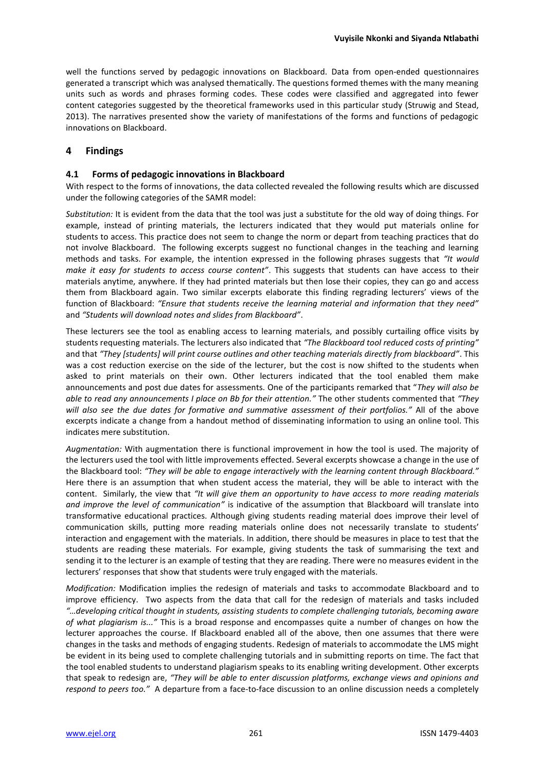well the functions served by pedagogic innovations on Blackboard. Data from open-ended questionnaires generated a transcript which was analysed thematically. The questions formed themes with the many meaning units such as words and phrases forming codes. These codes were classified and aggregated into fewer content categories suggested by the theoretical frameworks used in this particular study (Struwig and Stead, 2013). The narratives presented show the variety of manifestations of the forms and functions of pedagogic innovations on Blackboard.

## 4 Findings

### 4.1 Forms of pedagogic innovations in Blackboard

With respect to the forms of innovations, the data collected revealed the following results which are discussed under the following categories of the SAMR model:

*Substitution:* It is evident from the data that the tool was just a substitute for the old way of doing things. For example, instead of printing materials, the lecturers indicated that they would put materials online for students to access. This practice does not seem to change the norm or depart from teaching practices that do not involve Blackboard. The following excerpts suggest no functional changes in the teaching and learning methods and tasks. For example, the intention expressed in the following phrases suggests that *"It would make it easy for students to access course content"*. This suggests that students can have access to their materials anytime, anywhere. If they had printed materials but then lose their copies, they can go and access them from Blackboard again. Two similar excerpts elaborate this finding regrading lecturers' views of the function of Blackboard: *"Ensure that students receive the learning material and information that they need"* and *"Students will download notes and slides from Blackboard"*.

These lecturers see the tool as enabling access to learning materials, and possibly curtailing office visits by students requesting materials. The lecturers also indicated that *"The Blackboard tool reduced costs of printing"* and that *"They [students] will print course outlines and other teaching materials directly from blackboard"*. This was a cost reduction exercise on the side of the lecturer, but the cost is now shifted to the students when asked to print materials on their own. Other lecturers indicated that the tool enabled them make announcements and post due dates for assessments. One of the participants remarked that "*They will also be able to read any announcements I place on Bb for their attention."* The other students commented that *"They will also see the due dates for formative and summative assessment of their portfolios."* All of the above excerpts indicate a change from a handout method of disseminating information to using an online tool. This indicates mere substitution.

*Augmentation:* With augmentation there is functional improvement in how the tool is used. The majority of the lecturers used the tool with little improvements effected. Several excerpts showcase a change in the use of the Blackboard tool: *"They will be able to engage interactively with the learning content through Blackboard."* Here there is an assumption that when student access the material, they will be able to interact with the content. Similarly, the view that *"It will give them an opportunity to have access to more reading materials and improve the level of communication"* is indicative of the assumption that Blackboard will translate into transformative educational practices. Although giving students reading material does improve their level of communication skills, putting more reading materials online does not necessarily translate to students' interaction and engagement with the materials. In addition, there should be measures in place to test that the students are reading these materials. For example, giving students the task of summarising the text and sending it to the lecturer is an example of testing that they are reading. There were no measures evident in the lecturers' responses that show that students were truly engaged with the materials.

*Modification:* Modification implies the redesign of materials and tasks to accommodate Blackboard and to improve efficiency. Two aspects from the data that call for the redesign of materials and tasks included *"…developing critical thought in students, assisting students to complete challenging tutorials, becoming aware of what plagiarism is..."* This is a broad response and encompasses quite a number of changes on how the lecturer approaches the course. If Blackboard enabled all of the above, then one assumes that there were changes in the tasks and methods of engaging students. Redesign of materials to accommodate the LMS might be evident in its being used to complete challenging tutorials and in submitting reports on time. The fact that the tool enabled students to understand plagiarism speaks to its enabling writing development. Other excerpts that speak to redesign are, *"They will be able to enter discussion platforms, exchange views and opinions and respond to peers too."* A departure from a face-to-face discussion to an online discussion needs a completely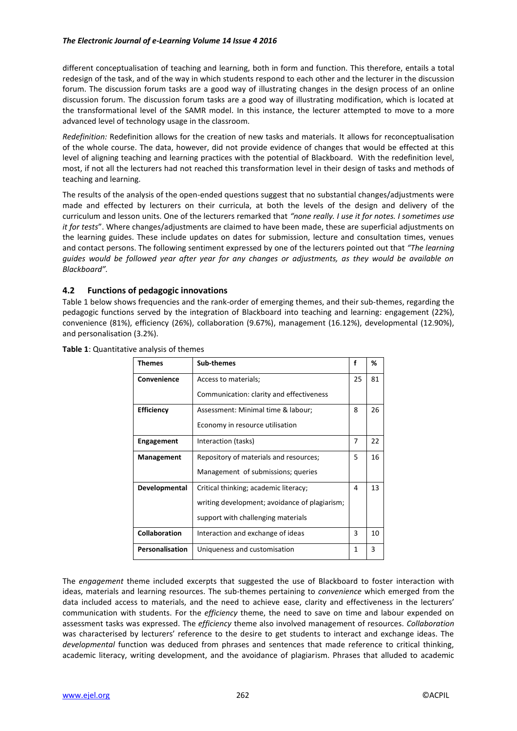different conceptualisation of teaching and learning, both in form and function. This therefore, entails a total redesign of the task, and of the way in which students respond to each other and the lecturer in the discussion forum. The discussion forum tasks are a good way of illustrating changes in the design process of an online discussion forum. The discussion forum tasks are a good way of illustrating modification, which is located at the transformational level of the SAMR model. In this instance, the lecturer attempted to move to a more advanced level of technology usage in the classroom.

*Redefinition:* Redefinition allows for the creation of new tasks and materials. It allows for reconceptualisation of the whole course. The data, however, did not provide evidence of changes that would be effected at this level of aligning teaching and learning practices with the potential of Blackboard. With the redefinition level, most, if not all the lecturers had not reached this transformation level in their design of tasks and methods of teaching and learning.

The results of the analysis of the open-ended questions suggest that no substantial changes/adjustments were made and effected by lecturers on their curricula, at both the levels of the design and delivery of the curriculum and lesson units. One of the lecturers remarked that *"none really. I use it for notes. I sometimes use it for tests*". Where changes/adjustments are claimed to have been made, these are superficial adjustments on the learning guides. These include updates on dates for submission, lecture and consultation times, venues and contact persons. The following sentiment expressed by one of the lecturers pointed out that *"The learning guides would be followed year after year for any changes or adjustments, as they would be available on Blackboard".*

### 4.2 Functions of pedagogic innovations

Table 1 below shows frequencies and the rank-order of emerging themes, and their sub-themes, regarding the pedagogic functions served by the integration of Blackboard into teaching and learning: engagement (22%), convenience (81%), efficiency (26%), collaboration (9.67%), management (16.12%), developmental (12.90%), and personalisation (3.2%).

**Table 1**: Quantitative analysis of themes

| Themes | Sub-themes | f | % |
|---|---|---|---|
| **Convenience** | Access to materials; Communication: clarity and effectiveness | 25 | 81 |
| **Efficiency** | Assessment: Minimal time & labour; Economy in resource utilisation | 8 | 26 |
| **Engagement** | Interaction (tasks) | 7 | 22 |
| **Management** | Repository of materials and resources; Management of submissions; queries | 5 | 16 |
| **Developmental** | Critical thinking; academic literacy; writing development; avoidance of plagiarism; support with challenging materials | 4 | 13 |
| **Collaboration** | Interaction and exchange of ideas | 3 | 10 |
| **Personalisation** | Uniqueness and customisation | 1 | 3 |

The *engagement* theme included excerpts that suggested the use of Blackboard to foster interaction with ideas, materials and learning resources. The sub-themes pertaining to *convenience* which emerged from the data included access to materials, and the need to achieve ease, clarity and effectiveness in the lecturers' communication with students. For the *efficiency* theme, the need to save on time and labour expended on assessment tasks was expressed. The *efficiency* theme also involved management of resources. *Collaboration* was characterised by lecturers' reference to the desire to get students to interact and exchange ideas. The *developmental* function was deduced from phrases and sentences that made reference to critical thinking, academic literacy, writing development, and the avoidance of plagiarism. Phrases that alluded to academic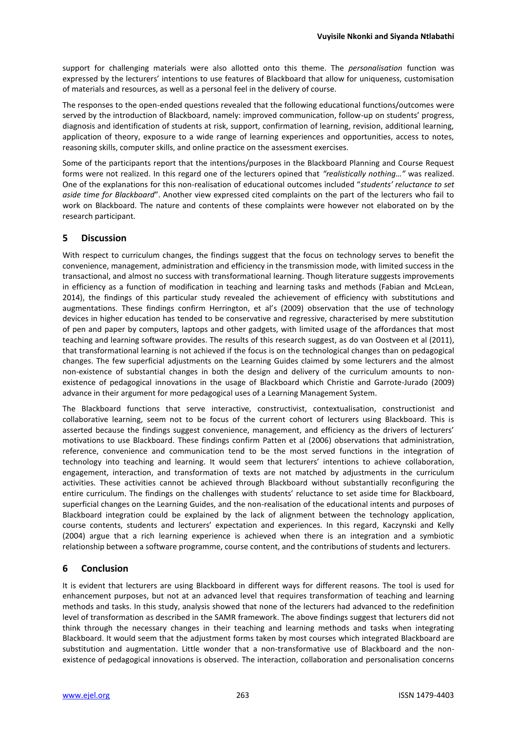support for challenging materials were also allotted onto this theme. The *personalisation* function was expressed by the lecturers' intentions to use features of Blackboard that allow for uniqueness, customisation of materials and resources, as well as a personal feel in the delivery of course.

The responses to the open-ended questions revealed that the following educational functions/outcomes were served by the introduction of Blackboard, namely: improved communication, follow-up on students' progress, diagnosis and identification of students at risk, support, confirmation of learning, revision, additional learning, application of theory, exposure to a wide range of learning experiences and opportunities, access to notes, reasoning skills, computer skills, and online practice on the assessment exercises.

Some of the participants report that the intentions/purposes in the Blackboard Planning and Course Request forms were not realized. In this regard one of the lecturers opined that *"realistically nothing…"* was realized. One of the explanations for this non-realisation of educational outcomes included "*students' reluctance to set aside time for Blackboard*". Another view expressed cited complaints on the part of the lecturers who fail to work on Blackboard. The nature and contents of these complaints were however not elaborated on by the research participant.

## 5 Discussion

With respect to curriculum changes, the findings suggest that the focus on technology serves to benefit the convenience, management, administration and efficiency in the transmission mode, with limited success in the transactional, and almost no success with transformational learning. Though literature suggests improvements in efficiency as a function of modification in teaching and learning tasks and methods (Fabian and McLean, 2014), the findings of this particular study revealed the achievement of efficiency with substitutions and augmentations. These findings confirm Herrington, et al's (2009) observation that the use of technology devices in higher education has tended to be conservative and regressive, characterised by mere substitution of pen and paper by computers, laptops and other gadgets, with limited usage of the affordances that most teaching and learning software provides. The results of this research suggest, as do van Oostveen et al (2011), that transformational learning is not achieved if the focus is on the technological changes than on pedagogical changes. The few superficial adjustments on the Learning Guides claimed by some lecturers and the almost non-existence of substantial changes in both the design and delivery of the curriculum amounts to non-existence of pedagogical innovations in the usage of Blackboard which Christie and Garrote-Jurado (2009) advance in their argument for more pedagogical uses of a Learning Management System.

The Blackboard functions that serve interactive, constructivist, contextualisation, constructionist and collaborative learning, seem not to be focus of the current cohort of lecturers using Blackboard. This is asserted because the findings suggest convenience, management, and efficiency as the drivers of lecturers' motivations to use Blackboard. These findings confirm Patten et al (2006) observations that administration, reference, convenience and communication tend to be the most served functions in the integration of technology into teaching and learning. It would seem that lecturers' intentions to achieve collaboration, engagement, interaction, and transformation of texts are not matched by adjustments in the curriculum activities. These activities cannot be achieved through Blackboard without substantially reconfiguring the entire curriculum. The findings on the challenges with students' reluctance to set aside time for Blackboard, superficial changes on the Learning Guides, and the non-realisation of the educational intents and purposes of Blackboard integration could be explained by the lack of alignment between the technology application, course contents, students and lecturers' expectation and experiences. In this regard, Kaczynski and Kelly (2004) argue that a rich learning experience is achieved when there is an integration and a symbiotic relationship between a software programme, course content, and the contributions of students and lecturers.

## 6 Conclusion

It is evident that lecturers are using Blackboard in different ways for different reasons. The tool is used for enhancement purposes, but not at an advanced level that requires transformation of teaching and learning methods and tasks. In this study, analysis showed that none of the lecturers had advanced to the redefinition level of transformation as described in the SAMR framework. The above findings suggest that lecturers did not think through the necessary changes in their teaching and learning methods and tasks when integrating Blackboard. It would seem that the adjustment forms taken by most courses which integrated Blackboard are substitution and augmentation. Little wonder that a non-transformative use of Blackboard and the non-existence of pedagogical innovations is observed. The interaction, collaboration and personalisation concerns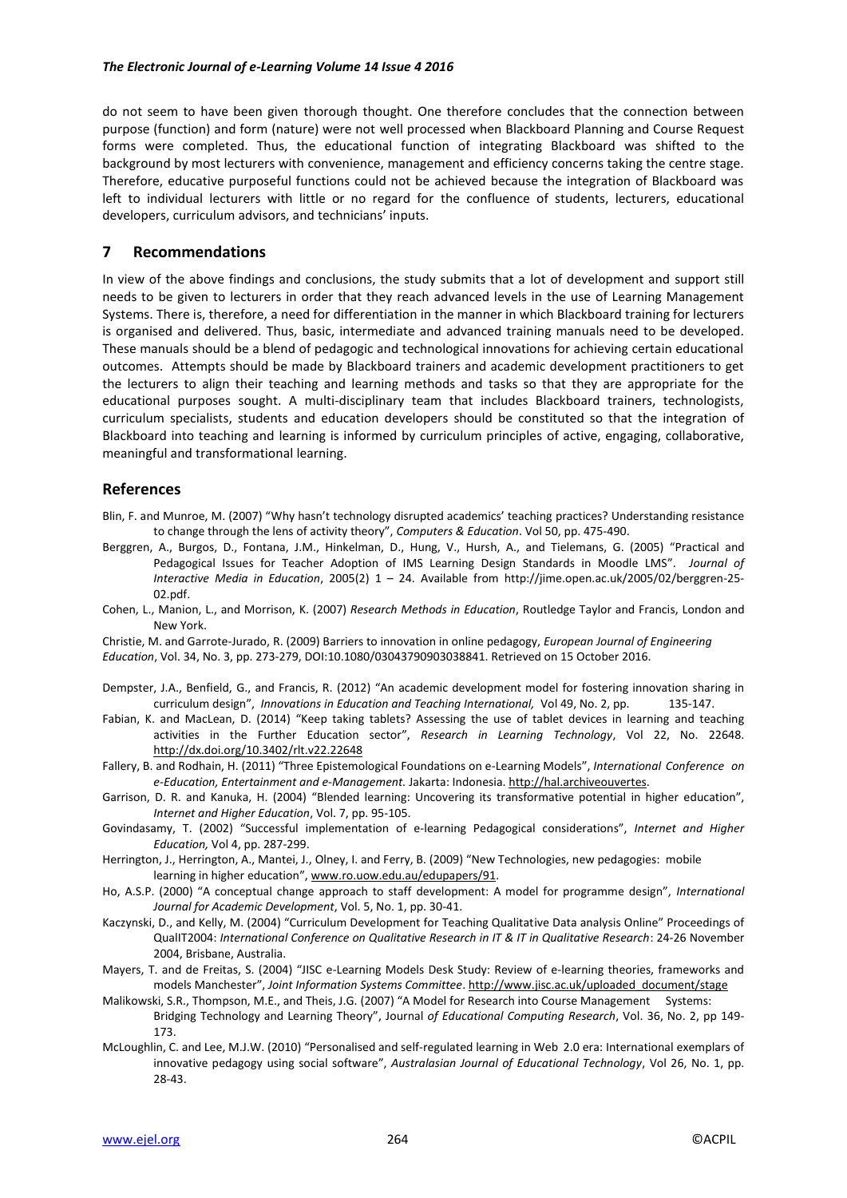do not seem to have been given thorough thought. One therefore concludes that the connection between purpose (function) and form (nature) were not well processed when Blackboard Planning and Course Request forms were completed. Thus, the educational function of integrating Blackboard was shifted to the background by most lecturers with convenience, management and efficiency concerns taking the centre stage. Therefore, educative purposeful functions could not be achieved because the integration of Blackboard was left to individual lecturers with little or no regard for the confluence of students, lecturers, educational developers, curriculum advisors, and technicians' inputs.

## 7 Recommendations

In view of the above findings and conclusions, the study submits that a lot of development and support still needs to be given to lecturers in order that they reach advanced levels in the use of Learning Management Systems. There is, therefore, a need for differentiation in the manner in which Blackboard training for lecturers is organised and delivered. Thus, basic, intermediate and advanced training manuals need to be developed. These manuals should be a blend of pedagogic and technological innovations for achieving certain educational outcomes. Attempts should be made by Blackboard trainers and academic development practitioners to get the lecturers to align their teaching and learning methods and tasks so that they are appropriate for the educational purposes sought. A multi-disciplinary team that includes Blackboard trainers, technologists, curriculum specialists, students and education developers should be constituted so that the integration of Blackboard into teaching and learning is informed by curriculum principles of active, engaging, collaborative, meaningful and transformational learning.

## References

Blin, F. and Munroe, M. (2007) "Why hasn't technology disrupted academics' teaching practices? Understanding resistance to change through the lens of activity theory", *Computers & Education*. Vol 50, pp. 475-490.

Berggren, A., Burgos, D., Fontana, J.M., Hinkelman, D., Hung, V., Hursh, A., and Tielemans, G. (2005) "Practical and Pedagogical Issues for Teacher Adoption of IMS Learning Design Standards in Moodle LMS". *Journal of Interactive Media in Education*, 2005(2) 1 – 24. Available from http://jime.open.ac.uk/2005/02/berggren-25-02.pdf.

Cohen, L., Manion, L., and Morrison, K. (2007) *Research Methods in Education*, Routledge Taylor and Francis, London and New York.

Christie, M. and Garrote-Jurado, R. (2009) Barriers to innovation in online pedagogy, *European Journal of Engineering Education*, Vol. 34, No. 3, pp. 273-279, DOI:10.1080/03043790903038841. Retrieved on 15 October 2016.

Dempster, J.A., Benfield, G., and Francis, R. (2012) "An academic development model for fostering innovation sharing in curriculum design", *Innovations in Education and Teaching International,* Vol 49, No. 2, pp. 135-147.

Fabian, K. and MacLean, D. (2014) "Keep taking tablets? Assessing the use of tablet devices in learning and teaching activities in the Further Education sector", *Research in Learning Technology*, Vol 22, No. 22648. http://dx.doi.org/10.3402/rlt.v22.22648

Fallery, B. and Rodhain, H. (2011) "Three Epistemological Foundations on e-Learning Models", *International Conference on e-Education, Entertainment and e-Management.* Jakarta: Indonesia. http://hal.archiveouvertes.

Garrison, D. R. and Kanuka, H. (2004) "Blended learning: Uncovering its transformative potential in higher education", *Internet and Higher Education*, Vol. 7, pp. 95-105.

Govindasamy, T. (2002) "Successful implementation of e-learning Pedagogical considerations", *Internet and Higher Education,* Vol 4, pp. 287-299.

Herrington, J., Herrington, A., Mantei, J., Olney, I. and Ferry, B. (2009) "New Technologies, new pedagogies: mobile learning in higher education", www.ro.uow.edu.au/edupapers/91.

Ho, A.S.P. (2000) "A conceptual change approach to staff development: A model for programme design", *International Journal for Academic Development*, Vol. 5, No. 1, pp. 30-41.

Kaczynski, D., and Kelly, M. (2004) "Curriculum Development for Teaching Qualitative Data analysis Online" Proceedings of QualIT2004: *International Conference on Qualitative Research in IT & IT in Qualitative Research*: 24-26 November 2004, Brisbane, Australia.

Mayers, T. and de Freitas, S. (2004) "JISC e-Learning Models Desk Study: Review of e-learning theories, frameworks and models Manchester", *Joint Information Systems Committee*. http://www.jisc.ac.uk/uploaded_document/stage

Malikowski, S.R., Thompson, M.E., and Theis, J.G. (2007) "A Model for Research into Course Management Systems: Bridging Technology and Learning Theory", Journal *of Educational Computing Research*, Vol. 36, No. 2, pp 149-173.

McLoughlin, C. and Lee, M.J.W. (2010) "Personalised and self-regulated learning in Web 2.0 era: International exemplars of innovative pedagogy using social software", *Australasian Journal of Educational Technology*, Vol 26, No. 1, pp. 28-43.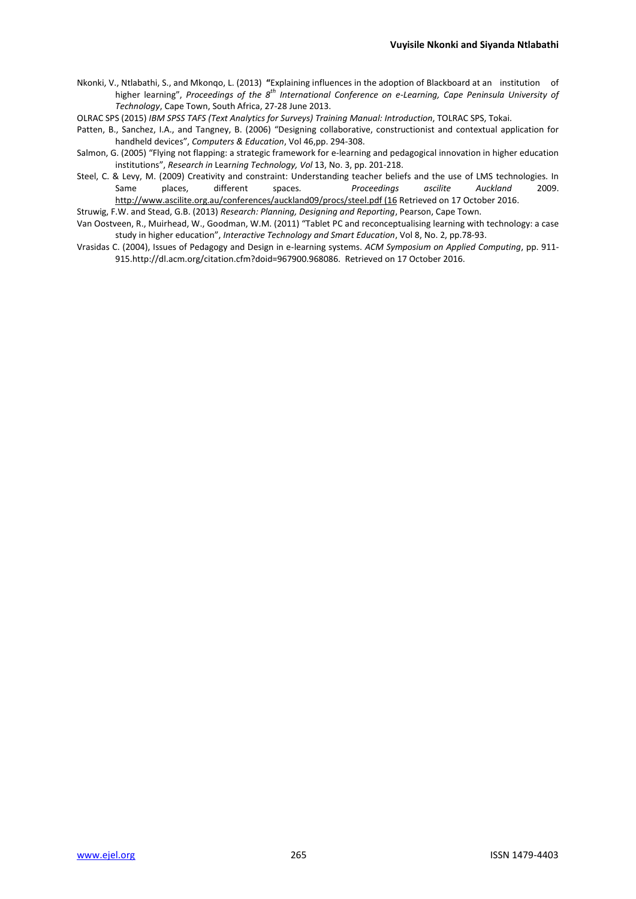Nkonki, V., Ntlabathi, S., and Mkonqo, L. (2013) **"**Explaining influences in the adoption of Blackboard at an institution of higher learning", *Proceedings of the 8th International Conference on e-Learning, Cape Peninsula University of Technology*, Cape Town, South Africa, 27-28 June 2013.

OLRAC SPS (2015) *IBM SPSS TAFS (Text Analytics for Surveys) Training Manual: Introduction*, TOLRAC SPS, Tokai.

Patten, B., Sanchez, I.A., and Tangney, B. (2006) "Designing collaborative, constructionist and contextual application for handheld devices", *Computers & Education*, Vol 46,pp. 294-308.

Salmon, G. (2005) "Flying not flapping: a strategic framework for e-learning and pedagogical innovation in higher education institutions", *Research in* Lear*ning Technology, Vol* 13, No. 3, pp. 201-218.

Steel, C. & Levy, M. (2009) Creativity and constraint: Understanding teacher beliefs and the use of LMS technologies. In Same places, different spaces. *Proceedings ascilite Auckland* 2009. http://www.ascilite.org.au/conferences/auckland09/procs/steel.pdf (16 Retrieved on 17 October 2016.

Struwig, F.W. and Stead, G.B. (2013) *Research: Planning, Designing and Reporting*, Pearson, Cape Town.

Van Oostveen, R., Muirhead, W., Goodman, W.M. (2011) "Tablet PC and reconceptualising learning with technology: a case study in higher education", *Interactive Technology and Smart Education*, Vol 8, No. 2, pp.78-93.

Vrasidas C. (2004), Issues of Pedagogy and Design in e-learning systems. *ACM Symposium on Applied Computing*, pp. 911-915.http://dl.acm.org/citation.cfm?doid=967900.968086. Retrieved on 17 October 2016.